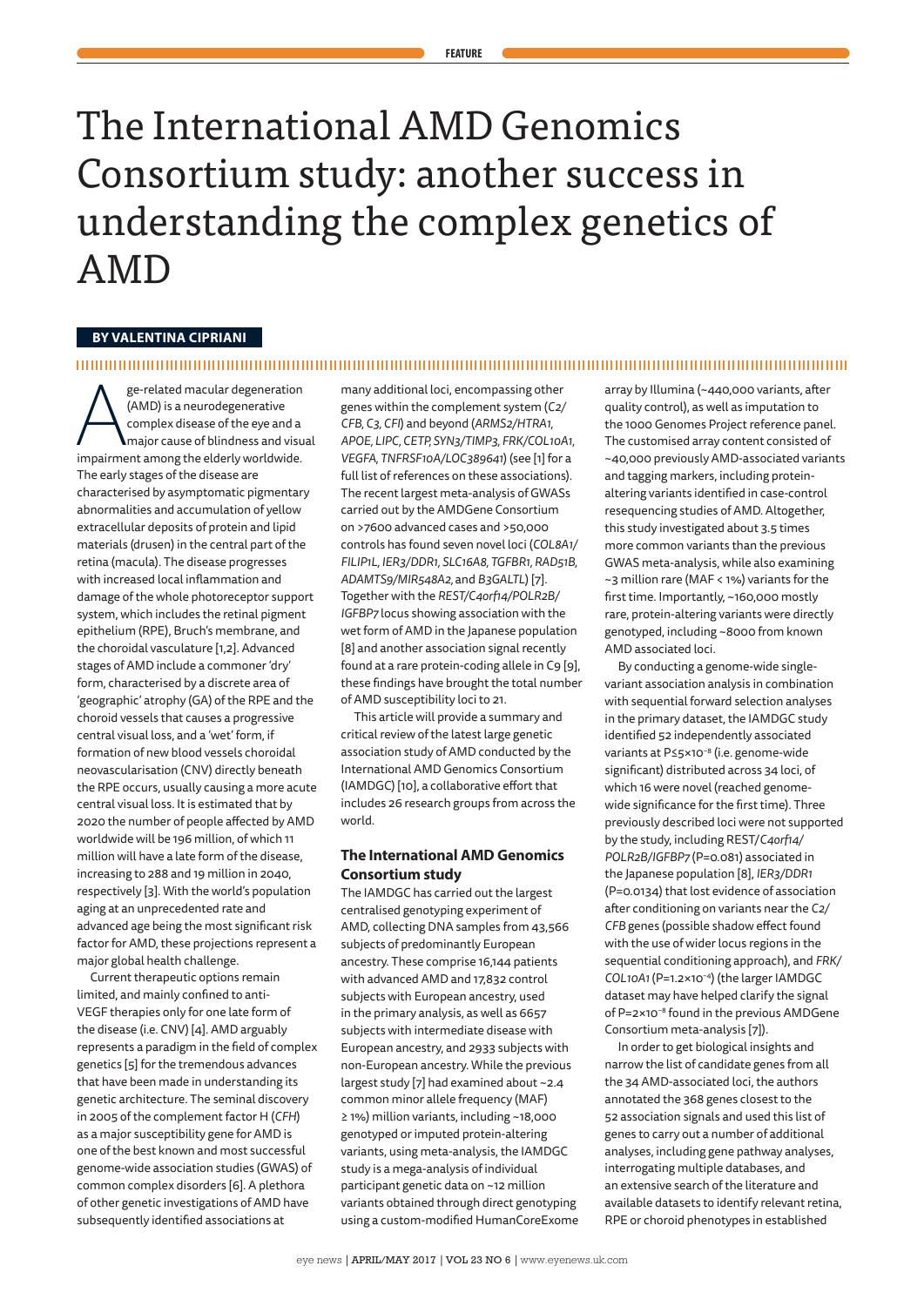FEATURE

# The International AMD Genomics Consortium study: another success in understanding the complex genetics of AMD

**BY VALENTINA CIPRIANI**

Age-related macular degeneration (AMD) is a neurodegenerative complex disease of the eye and a major cause of blindness and visual impairment among the elderly worldwide. The early stages of the disease are characterised by asymptomatic pigmentary abnormalities and accumulation of yellow extracellular deposits of protein and lipid materials (drusen) in the central part of the retina (macula). The disease progresses with increased local inflammation and damage of the whole photoreceptor support system, which includes the retinal pigment epithelium (RPE), Bruch's membrane, and the choroidal vasculature [1,2]. Advanced stages of AMD include a commoner 'dry' form, characterised by a discrete area of 'geographic' atrophy (GA) of the RPE and the choroid vessels that causes a progressive central visual loss, and a 'wet' form, if formation of new blood vessels choroidal neovascularisation (CNV) directly beneath the RPE occurs, usually causing a more acute central visual loss. It is estimated that by 2020 the number of people affected by AMD worldwide will be 196 million, of which 11 million will have a late form of the disease, increasing to 288 and 19 million in 2040, respectively [3]. With the world's population aging at an unprecedented rate and advanced age being the most significant risk factor for AMD, these projections represent a major global health challenge.

Current therapeutic options remain limited, and mainly confined to anti-VEGF therapies only for one late form of the disease (i.e. CNV) [4]. AMD arguably represents a paradigm in the field of complex genetics [5] for the tremendous advances that have been made in understanding its genetic architecture. The seminal discovery in 2005 of the complement factor H (*CFH*) as a major susceptibility gene for AMD is one of the best known and most successful genome-wide association studies (GWAS) of common complex disorders [6]. A plethora of other genetic investigations of AMD have subsequently identified associations at many additional loci, encompassing other genes within the complement system (*C2/CFB, C3, CFI*) and beyond (*ARMS2/HTRA1, APOE, LIPC, CETP, SYN3/TIMP3, FRK/COL10A1, VEGFA, TNFRSF10A/LOC389641*) (see [1] for a full list of references on these associations). The recent largest meta-analysis of GWASs carried out by the AMDGene Consortium on >7600 advanced cases and >50,000 controls has found seven novel loci (*COL8A1/FILIP1L, IER3/DDR1, SLC16A8, TGFBR1, RAD51B, ADAMTS9/MIR548A2*, and *B3GALTL*) [7]. Together with the *REST/C4orf14/POLR2B/IGFBP7* locus showing association with the wet form of AMD in the Japanese population [8] and another association signal recently found at a rare protein-coding allele in C9 [9], these findings have brought the total number of AMD susceptibility loci to 21.

This article will provide a summary and critical review of the latest large genetic association study of AMD conducted by the International AMD Genomics Consortium (IAMDGC) [10], a collaborative effort that includes 26 research groups from across the world.

## The International AMD Genomics Consortium study

The IAMDGC has carried out the largest centralised genotyping experiment of AMD, collecting DNA samples from 43,566 subjects of predominantly European ancestry. These comprise 16,144 patients with advanced AMD and 17,832 control subjects with European ancestry, used in the primary analysis, as well as 6657 subjects with intermediate disease with European ancestry, and 2933 subjects with non-European ancestry. While the previous largest study [7] had examined about ~2.4 common minor allele frequency (MAF) ≥ 1%) million variants, including ~18,000 genotyped or imputed protein-altering variants, using meta-analysis, the IAMDGC study is a mega-analysis of individual participant genetic data on ~12 million variants obtained through direct genotyping using a custom-modified HumanCoreExome array by Illumina (~440,000 variants, after quality control), as well as imputation to the 1000 Genomes Project reference panel. The customised array content consisted of ~40,000 previously AMD-associated variants and tagging markers, including protein-altering variants identified in case-control resequencing studies of AMD. Altogether, this study investigated about 3.5 times more common variants than the previous GWAS meta-analysis, while also examining ~3 million rare (MAF < 1%) variants for the first time. Importantly, ~160,000 mostly rare, protein-altering variants were directly genotyped, including ~8000 from known AMD associated loci.

By conducting a genome-wide single-variant association analysis in combination with sequential forward selection analyses in the primary dataset, the IAMDGC study identified 52 independently associated variants at $P \leq 5\times10^{-8}$ (i.e. genome-wide significant) distributed across 34 loci, of which 16 were novel (reached genome-wide significance for the first time). Three previously described loci were not supported by the study, including REST/*C4orf14/POLR2B/IGFBP7* ($P=0.081$) associated in the Japanese population [8], *IER3/DDR1* ($P=0.0134$) that lost evidence of association after conditioning on variants near the *C2/CFB* genes (possible shadow effect found with the use of wider locus regions in the sequential conditioning approach), and *FRK/COL10A1* ($P=1.2\times10^{-6}$) (the larger IAMDGC dataset may have helped clarify the signal of $P=2\times10^{-8}$ found in the previous AMDGene Consortium meta-analysis [7]).

In order to get biological insights and narrow the list of candidate genes from all the 34 AMD-associated loci, the authors annotated the 368 genes closest to the 52 association signals and used this list of genes to carry out a number of additional analyses, including gene pathway analyses, interrogating multiple databases, and an extensive search of the literature and available datasets to identify relevant retina, RPE or choroid phenotypes in established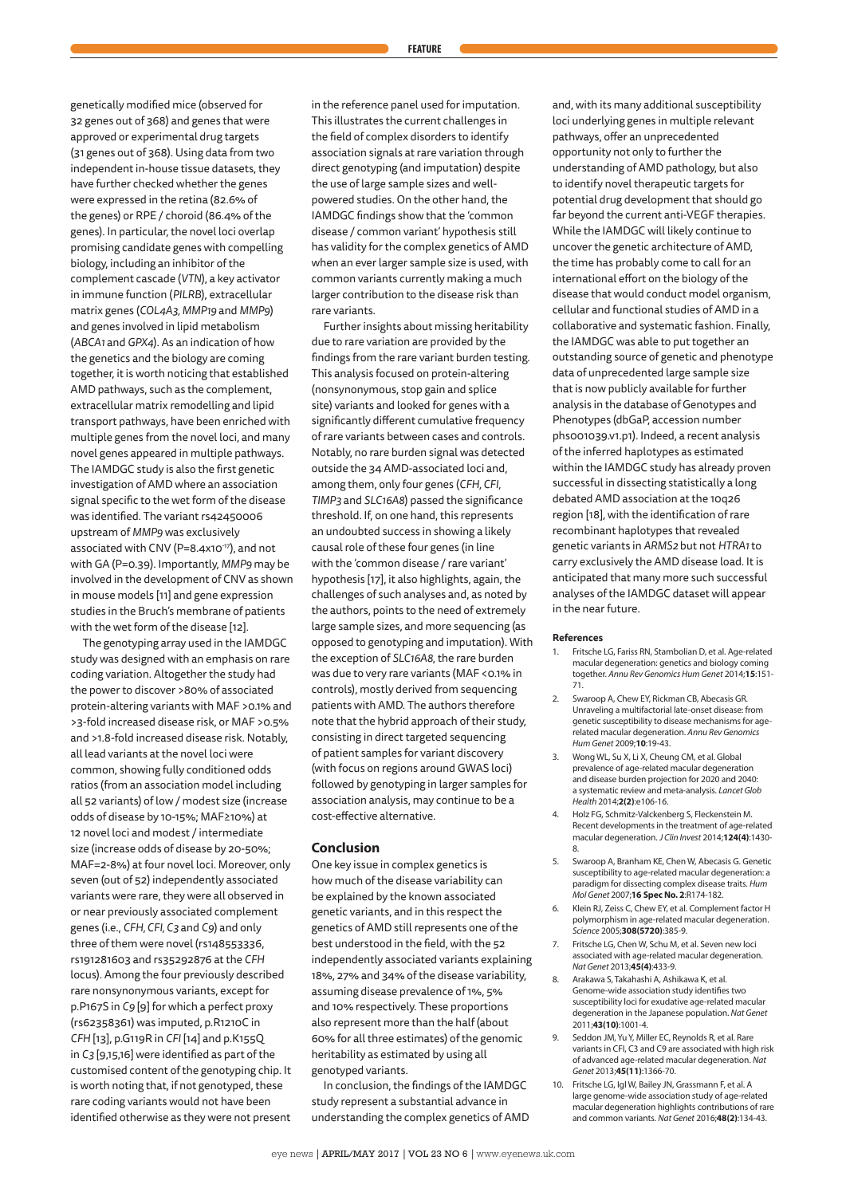genetically modified mice (observed for 32 genes out of 368) and genes that were approved or experimental drug targets (31 genes out of 368). Using data from two independent in-house tissue datasets, they have further checked whether the genes were expressed in the retina (82.6% of the genes) or RPE / choroid (86.4% of the genes). In particular, the novel loci overlap promising candidate genes with compelling biology, including an inhibitor of the complement cascade (*VTN*), a key activator in immune function (*PILRB*), extracellular matrix genes (*COL4A3*, *MMP19* and *MMP9*) and genes involved in lipid metabolism (*ABCA1* and *GPX4*). As an indication of how the genetics and the biology are coming together, it is worth noticing that established AMD pathways, such as the complement, extracellular matrix remodelling and lipid transport pathways, have been enriched with multiple genes from the novel loci, and many novel genes appeared in multiple pathways. The IAMDGC study is also the first genetic investigation of AMD where an association signal specific to the wet form of the disease was identified. The variant rs42450006 upstream of *MMP9* was exclusively associated with CNV ($P=8.4x10^{-17}$), and not with GA (P=0.39). Importantly, *MMP9* may be involved in the development of CNV as shown in mouse models [11] and gene expression studies in the Bruch's membrane of patients with the wet form of the disease [12].

The genotyping array used in the IAMDGC study was designed with an emphasis on rare coding variation. Altogether the study had the power to discover >80% of associated protein-altering variants with MAF >0.1% and >3-fold increased disease risk, or MAF >0.5% and >1.8-fold increased disease risk. Notably, all lead variants at the novel loci were common, showing fully conditioned odds ratios (from an association model including all 52 variants) of low / modest size (increase odds of disease by 10-15%; MAF≥10%) at 12 novel loci and modest / intermediate size (increase odds of disease by 20-50%; MAF=2-8%) at four novel loci. Moreover, only seven (out of 52) independently associated variants were rare, they were all observed in or near previously associated complement genes (i.e., *CFH*, *CFI*, *C3* and *C9*) and only three of them were novel (rs148553336, rs191281603 and rs35292876 at the *CFH* locus). Among the four previously described rare nonsynonymous variants, except for p.P167S in *C9* [9] for which a perfect proxy (rs62358361) was imputed, p.R1210C in *CFH* [13], p.G119R in *CFI* [14] and p.K155Q in *C3* [9,15,16] were identified as part of the customised content of the genotyping chip. It is worth noting that, if not genotyped, these rare coding variants would not have been identified otherwise as they were not present in the reference panel used for imputation. This illustrates the current challenges in the field of complex disorders to identify association signals at rare variation through direct genotyping (and imputation) despite the use of large sample sizes and well-powered studies. On the other hand, the IAMDGC findings show that the 'common disease / common variant' hypothesis still has validity for the complex genetics of AMD when an ever larger sample size is used, with common variants currently making a much larger contribution to the disease risk than rare variants.

Further insights about missing heritability due to rare variation are provided by the findings from the rare variant burden testing. This analysis focused on protein-altering (nonsynonymous, stop gain and splice site) variants and looked for genes with a significantly different cumulative frequency of rare variants between cases and controls. Notably, no rare burden signal was detected outside the 34 AMD-associated loci and, among them, only four genes (*CFH*, *CFI*, *TIMP3* and *SLC16A8*) passed the significance threshold. If, on one hand, this represents an undoubted success in showing a likely causal role of these four genes (in line with the 'common disease / rare variant' hypothesis [17], it also highlights, again, the challenges of such analyses and, as noted by the authors, points to the need of extremely large sample sizes, and more sequencing (as opposed to genotyping and imputation). With the exception of *SLC16A8*, the rare burden was due to very rare variants (MAF <0.1% in controls), mostly derived from sequencing patients with AMD. The authors therefore note that the hybrid approach of their study, consisting in direct targeted sequencing of patient samples for variant discovery (with focus on regions around GWAS loci) followed by genotyping in larger samples for association analysis, may continue to be a cost-effective alternative.

## Conclusion

One key issue in complex genetics is how much of the disease variability can be explained by the known associated genetic variants, and in this respect the genetics of AMD still represents one of the best understood in the field, with the 52 independently associated variants explaining 18%, 27% and 34% of the disease variability, assuming disease prevalence of 1%, 5% and 10% respectively. These proportions also represent more than the half (about 60% for all three estimates) of the genomic heritability as estimated by using all genotyped variants.

In conclusion, the findings of the IAMDGC study represent a substantial advance in understanding the complex genetics of AMD and, with its many additional susceptibility loci underlying genes in multiple relevant pathways, offer an unprecedented opportunity not only to further the understanding of AMD pathology, but also to identify novel therapeutic targets for potential drug development that should go far beyond the current anti-VEGF therapies. While the IAMDGC will likely continue to uncover the genetic architecture of AMD, the time has probably come to call for an international effort on the biology of the disease that would conduct model organism, cellular and functional studies of AMD in a collaborative and systematic fashion. Finally, the IAMDGC was able to put together an outstanding source of genetic and phenotype data of unprecedented large sample size that is now publicly available for further analysis in the database of Genotypes and Phenotypes (dbGaP, accession number phs001039.v1.p1). Indeed, a recent analysis of the inferred haplotypes as estimated within the IAMDGC study has already proven successful in dissecting statistically a long debated AMD association at the 10q26 region [18], with the identification of rare recombinant haplotypes that revealed genetic variants in *ARMS2* but not *HTRA1* to carry exclusively the AMD disease load. It is anticipated that many more such successful analyses of the IAMDGC dataset will appear in the near future.

### References

1. Fritsche LG, Fariss RN, Stambolian D, et al. Age-related macular degeneration: genetics and biology coming together. *Annu Rev Genomics Hum Genet* 2014;**15**:151-71.
2. Swaroop A, Chew EY, Rickman CB, Abecasis GR. Unraveling a multifactorial late-onset disease: from genetic susceptibility to disease mechanisms for age-related macular degeneration. *Annu Rev Genomics Hum Genet* 2009;**10**:19-43.
3. Wong WL, Su X, Li X, Cheung CM, et al. Global prevalence of age-related macular degeneration and disease burden projection for 2020 and 2040: a systematic review and meta-analysis. *Lancet Glob Health* 2014;**2(2)**:e106-16.
4. Holz FG, Schmitz-Valckenberg S, Fleckenstein M. Recent developments in the treatment of age-related macular degeneration. *J Clin Invest* 2014;**124(4)**:1430-8.
5. Swaroop A, Branham KE, Chen W, Abecasis G. Genetic susceptibility to age-related macular degeneration: a paradigm for dissecting complex disease traits. *Hum Mol Genet* 2007;**16 Spec No. 2**:R174-182.
6. Klein RJ, Zeiss C, Chew EY, et al. Complement factor H polymorphism in age-related macular degeneration. *Science* 2005;**308(5720)**:385-9.
7. Fritsche LG, Chen W, Schu M, et al. Seven new loci associated with age-related macular degeneration. *Nat Genet* 2013;**45(4)**:433-9.
8. Arakawa S, Takahashi A, Ashikawa K, et al. Genome-wide association study identifies two susceptibility loci for exudative age-related macular degeneration in the Japanese population. *Nat Genet* 2011;**43(10)**:1001-4.
9. Seddon JM, Yu Y, Miller EC, Reynolds R, et al. Rare variants in CFI, C3 and C9 are associated with high risk of advanced age-related macular degeneration. *Nat Genet* 2013;**45(11)**:1366-70.
10. Fritsche LG, Igl W, Bailey JN, Grassmann F, et al. A large genome-wide association study of age-related macular degeneration highlights contributions of rare and common variants. *Nat Genet* 2016;**48(2)**:134-43.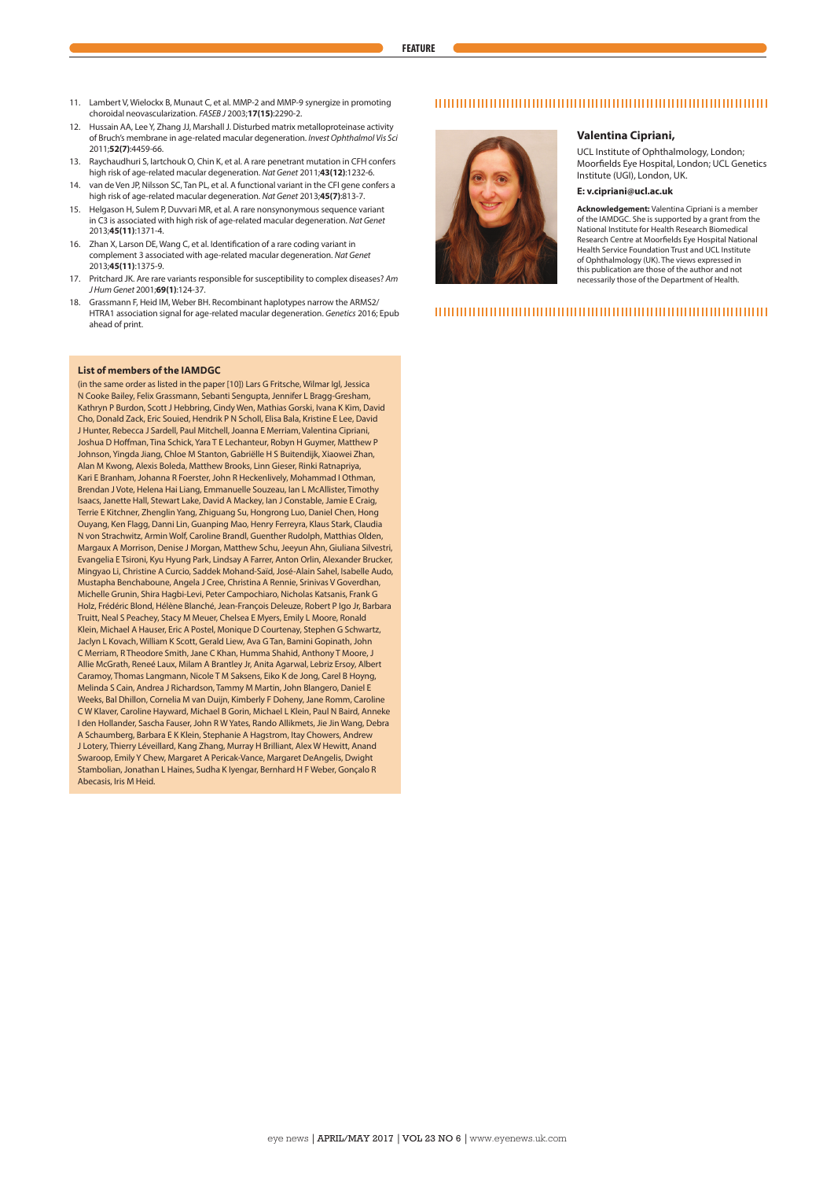11. Lambert V, Wielockx B, Munaut C, et al. MMP-2 and MMP-9 synergize in promoting choroidal neovascularization. *FASEB J* 2003;**17(15)**:2290-2.
12. Hussain AA, Lee Y, Zhang JJ, Marshall J. Disturbed matrix metalloproteinase activity of Bruch's membrane in age-related macular degeneration. *Invest Ophthalmol Vis Sci* 2011;**52(7)**:4459-66.
13. Raychaudhuri S, Iartchouk O, Chin K, et al. A rare penetrant mutation in CFH confers high risk of age-related macular degeneration. *Nat Genet* 2011;**43(12)**:1232-6.
14. van de Ven JP, Nilsson SC, Tan PL, et al. A functional variant in the CFI gene confers a high risk of age-related macular degeneration. *Nat Genet* 2013;**45(7)**:813-7.
15. Helgason H, Sulem P, Duvvari MR, et al. A rare nonsynonymous sequence variant in C3 is associated with high risk of age-related macular degeneration. *Nat Genet* 2013;**45(11)**:1371-4.
16. Zhan X, Larson DE, Wang C, et al. Identification of a rare coding variant in complement 3 associated with age-related macular degeneration. *Nat Genet* 2013;**45(11)**:1375-9.
17. Pritchard JK. Are rare variants responsible for susceptibility to complex diseases? *Am J Hum Genet* 2001;**69(1)**:124-37.
18. Grassmann F, Heid IM, Weber BH. Recombinant haplotypes narrow the ARMS2/HTRA1 association signal for age-related macular degeneration. *Genetics* 2016; Epub ahead of print.

**List of members of the IAMDGC**

(in the same order as listed in the paper [10]) Lars G Fritsche, Wilmar Igl, Jessica N Cooke Bailey, Felix Grassmann, Sebanti Sengupta, Jennifer L Bragg-Gresham, Kathryn P Burdon, Scott J Hebbring, Cindy Wen, Mathias Gorski, Ivana K Kim, David Cho, Donald Zack, Eric Souied, Hendrik P N Scholl, Elisa Bala, Kristine E Lee, David J Hunter, Rebecca J Sardell, Paul Mitchell, Joanna E Merriam, Valentina Cipriani, Joshua D Hoffman, Tina Schick, Yara T E Lechanteur, Robyn H Guymer, Matthew P Johnson, Yingda Jiang, Chloe M Stanton, Gabriëlle H S Buitendijk, Xiaowei Zhan, Alan M Kwong, Alexis Boleda, Matthew Brooks, Linn Gieser, Rinki Ratnapriya, Kari E Branham, Johanna R Foerster, John R Heckenlively, Mohammad I Othman, Brendan J Vote, Helena Hai Liang, Emmanuelle Souzeau, Ian L McAllister, Timothy Isaacs, Janette Hall, Stewart Lake, David A Mackey, Ian J Constable, Jamie E Craig, Terrie E Kitchner, Zhenglin Yang, Zhiguang Su, Hongrong Luo, Daniel Chen, Hong Ouyang, Ken Flagg, Danni Lin, Guanping Mao, Henry Ferreyra, Klaus Stark, Claudia N von Strachwitz, Armin Wolf, Caroline Brandl, Guenther Rudolph, Matthias Olden, Margaux A Morrison, Denise J Morgan, Matthew Schu, Jeeyun Ahn, Giuliana Silvestri, Evangelia E Tsironi, Kyu Hyung Park, Lindsay A Farrer, Anton Orlin, Alexander Brucker, Mingyao Li, Christine A Curcio, Saddek Mohand-Saïd, José-Alain Sahel, Isabelle Audo, Mustapha Benchaboune, Angela J Cree, Christina A Rennie, Srinivas V Goverdhan, Michelle Grunin, Shira Hagbi-Levi, Peter Campochiaro, Nicholas Katsanis, Frank G Holz, Frédéric Blond, Hélène Blanché, Jean-François Deleuze, Robert P Igo Jr, Barbara Truitt, Neal S Peachey, Stacy M Meuer, Chelsea E Myers, Emily L Moore, Ronald Klein, Michael A Hauser, Eric A Postel, Monique D Courtenay, Stephen G Schwartz, Jaclyn L Kovach, William K Scott, Gerald Liew, Ava G Tan, Bamini Gopinath, John C Merriam, R Theodore Smith, Jane C Khan, Humma Shahid, Anthony T Moore, J Allie McGrath, Reneé Laux, Milam A Brantley Jr, Anita Agarwal, Lebriz Ersoy, Albert Caramoy, Thomas Langmann, Nicole T M Saksens, Eiko K de Jong, Carel B Hoyng, Melinda S Cain, Andrea J Richardson, Tammy M Martin, John Blangero, Daniel E Weeks, Bal Dhillon, Cornelia M van Duijn, Kimberly F Doheny, Jane Romm, Caroline C W Klaver, Caroline Hayward, Michael B Gorin, Michael L Klein, Paul N Baird, Anneke I den Hollander, Sascha Fauser, John R W Yates, Rando Allikmets, Jie Jin Wang, Debra A Schaumberg, Barbara E K Klein, Stephanie A Hagstrom, Itay Chowers, Andrew J Lotery, Thierry Léveillard, Kang Zhang, Murray H Brilliant, Alex W Hewitt, Anand Swaroop, Emily Y Chew, Margaret A Pericak-Vance, Margaret DeAngelis, Dwight Stambolian, Jonathan L Haines, Sudha K Iyengar, Bernhard H F Weber, Gonçalo R Abecasis, Iris M Heid.

**Valentina Cipriani,**

UCL Institute of Ophthalmology, London; Moorfields Eye Hospital, London; UCL Genetics Institute (UGI), London, UK.

**E: v.cipriani@ucl.ac.uk**

**Acknowledgement:** Valentina Cipriani is a member of the IAMDGC. She is supported by a grant from the National Institute for Health Research Biomedical Research Centre at Moorfields Eye Hospital National Health Service Foundation Trust and UCL Institute of Ophthalmology (UK). The views expressed in this publication are those of the author and not necessarily those of the Department of Health.